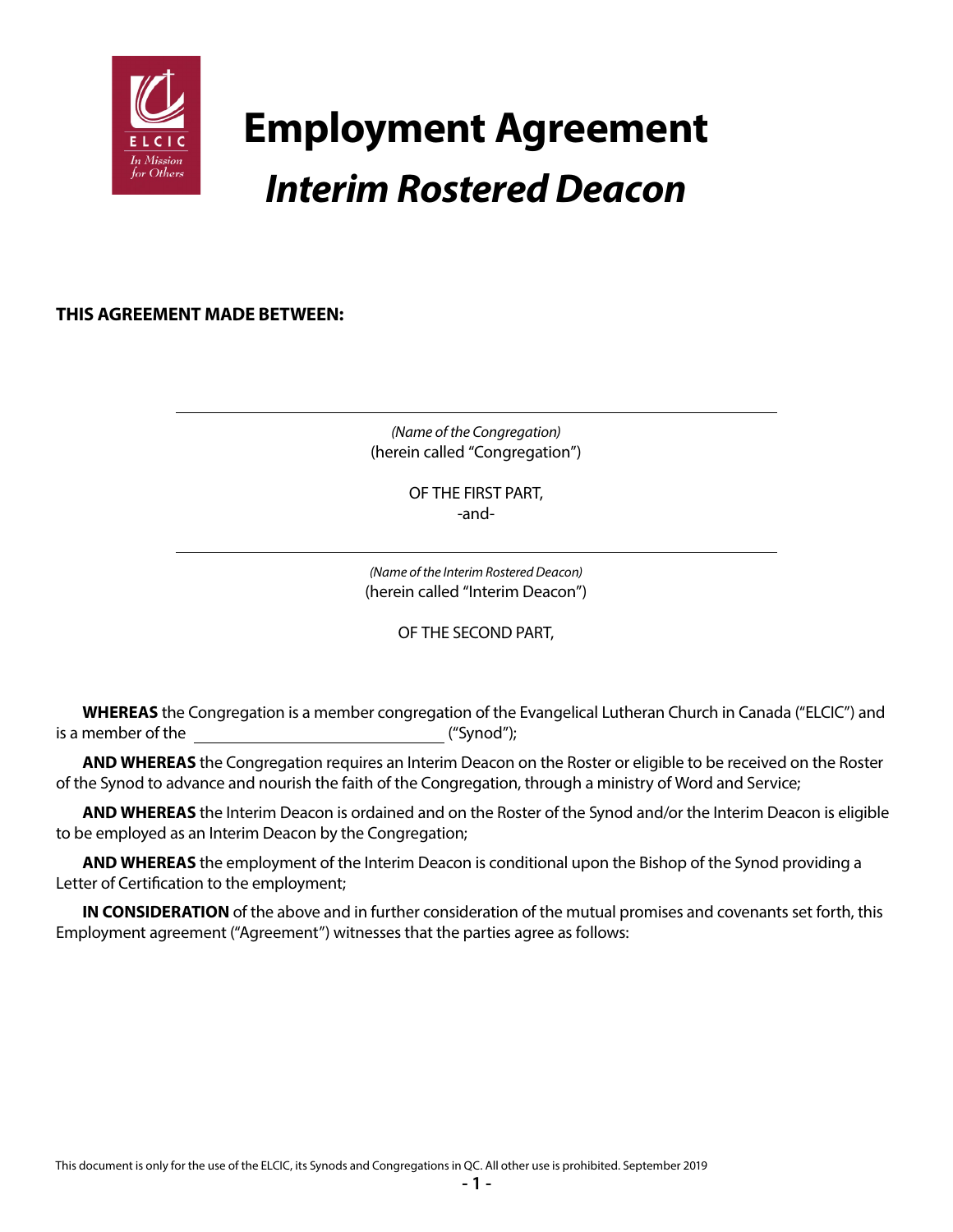# Employment Agreement

## *Interim Rostered Deacon*

**THIS AGREEMENT MADE BETWEEN:**

\_\_\_\_\_\_\_\_\_\_\_\_\_\_\_\_\_\_\_\_\_\_\_\_\_\_\_\_\_\_\_\_\_\_\_\_\_\_\_\_\_\_\_\_\_\_\_\_

*(Name of the Congregation)*
(herein called "Congregation")

OF THE FIRST PART,
-and-

\_\_\_\_\_\_\_\_\_\_\_\_\_\_\_\_\_\_\_\_\_\_\_\_\_\_\_\_\_\_\_\_\_\_\_\_\_\_\_\_\_\_\_\_\_\_\_\_

*(Name of the Interim Rostered Deacon)*
(herein called "Interim Deacon")

OF THE SECOND PART,

**WHEREAS** the Congregation is a member congregation of the Evangelical Lutheran Church in Canada ("ELCIC") and is a member of the \_\_\_\_\_\_\_\_\_\_\_\_\_\_\_\_\_\_\_\_\_\_\_\_\_\_\_\_\_\_ ("Synod");

**AND WHEREAS** the Congregation requires an Interim Deacon on the Roster or eligible to be received on the Roster of the Synod to advance and nourish the faith of the Congregation, through a ministry of Word and Service;

**AND WHEREAS** the Interim Deacon is ordained and on the Roster of the Synod and/or the Interim Deacon is eligible to be employed as an Interim Deacon by the Congregation;

**AND WHEREAS** the employment of the Interim Deacon is conditional upon the Bishop of the Synod providing a Letter of Certification to the employment;

**IN CONSIDERATION** of the above and in further consideration of the mutual promises and covenants set forth, this Employment agreement ("Agreement") witnesses that the parties agree as follows:

This document is only for the use of the ELCIC, its Synods and Congregations in QC. All other use is prohibited. September 2019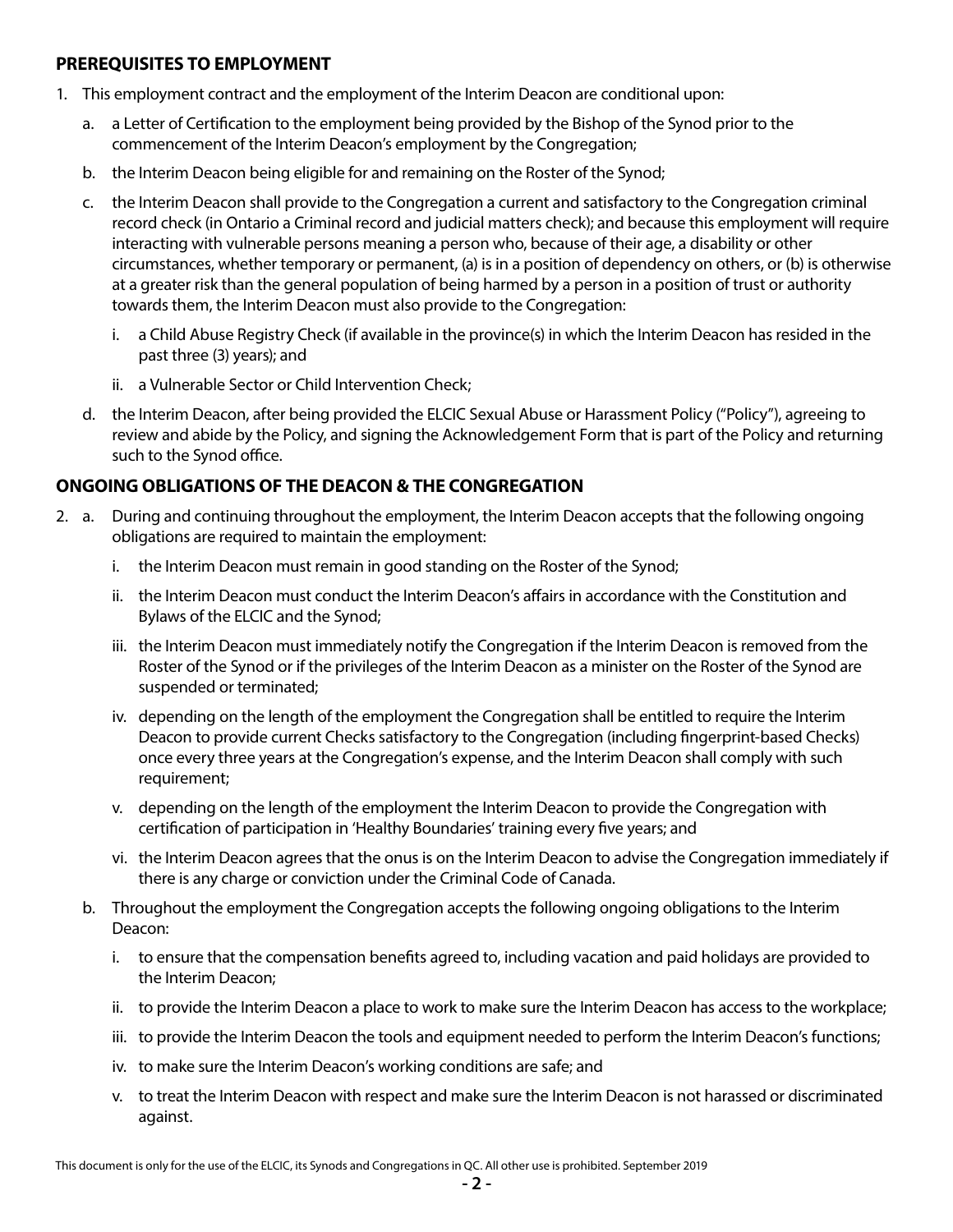## PREREQUISITES TO EMPLOYMENT

1. This employment contract and the employment of the Interim Deacon are conditional upon:
   a. a Letter of Certification to the employment being provided by the Bishop of the Synod prior to the commencement of the Interim Deacon's employment by the Congregation;
   b. the Interim Deacon being eligible for and remaining on the Roster of the Synod;
   c. the Interim Deacon shall provide to the Congregation a current and satisfactory to the Congregation criminal record check (in Ontario a Criminal record and judicial matters check); and because this employment will require interacting with vulnerable persons meaning a person who, because of their age, a disability or other circumstances, whether temporary or permanent, (a) is in a position of dependency on others, or (b) is otherwise at a greater risk than the general population of being harmed by a person in a position of trust or authority towards them, the Interim Deacon must also provide to the Congregation:
      i. a Child Abuse Registry Check (if available in the province(s) in which the Interim Deacon has resided in the past three (3) years); and
      ii. a Vulnerable Sector or Child Intervention Check;
   d. the Interim Deacon, after being provided the ELCIC Sexual Abuse or Harassment Policy ("Policy"), agreeing to review and abide by the Policy, and signing the Acknowledgement Form that is part of the Policy and returning such to the Synod office.

## ONGOING OBLIGATIONS OF THE DEACON & THE CONGREGATION

2. a. During and continuing throughout the employment, the Interim Deacon accepts that the following ongoing obligations are required to maintain the employment:
      i. the Interim Deacon must remain in good standing on the Roster of the Synod;
      ii. the Interim Deacon must conduct the Interim Deacon's affairs in accordance with the Constitution and Bylaws of the ELCIC and the Synod;
      iii. the Interim Deacon must immediately notify the Congregation if the Interim Deacon is removed from the Roster of the Synod or if the privileges of the Interim Deacon as a minister on the Roster of the Synod are suspended or terminated;
      iv. depending on the length of the employment the Congregation shall be entitled to require the Interim Deacon to provide current Checks satisfactory to the Congregation (including fingerprint-based Checks) once every three years at the Congregation's expense, and the Interim Deacon shall comply with such requirement;
      v. depending on the length of the employment the Interim Deacon to provide the Congregation with certification of participation in 'Healthy Boundaries' training every five years; and
      vi. the Interim Deacon agrees that the onus is on the Interim Deacon to advise the Congregation immediately if there is any charge or conviction under the Criminal Code of Canada.

   b. Throughout the employment the Congregation accepts the following ongoing obligations to the Interim Deacon:
      i. to ensure that the compensation benefits agreed to, including vacation and paid holidays are provided to the Interim Deacon;
      ii. to provide the Interim Deacon a place to work to make sure the Interim Deacon has access to the workplace;
      iii. to provide the Interim Deacon the tools and equipment needed to perform the Interim Deacon's functions;
      iv. to make sure the Interim Deacon's working conditions are safe; and
      v. to treat the Interim Deacon with respect and make sure the Interim Deacon is not harassed or discriminated against.

This document is only for the use of the ELCIC, its Synods and Congregations in QC. All other use is prohibited. September 2019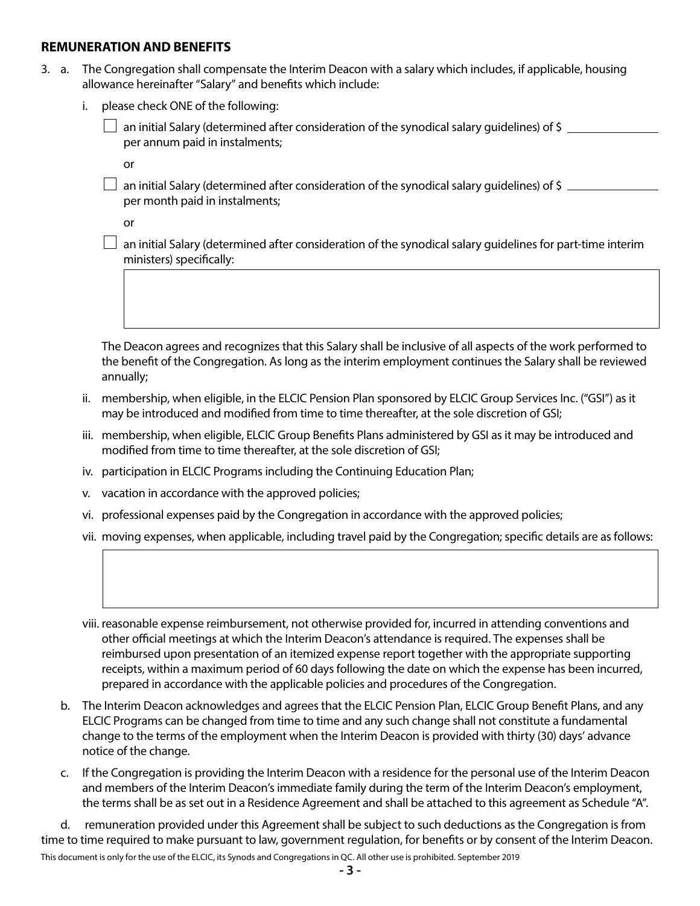## REMUNERATION AND BENEFITS

3. a. The Congregation shall compensate the Interim Deacon with a salary which includes, if applicable, housing allowance hereinafter "Salary" and benefits which include:

   i. please check ONE of the following:

      ☐ an initial Salary (determined after consideration of the synodical salary guidelines) of $ \_\_\_\_\_\_\_\_\_\_\_\_\_\_ per annum paid in instalments;

      or

      ☐ an initial Salary (determined after consideration of the synodical salary guidelines) of $ \_\_\_\_\_\_\_\_\_\_\_\_\_\_ per month paid in instalments;

      or

      ☐ an initial Salary (determined after consideration of the synodical salary guidelines for part-time interim ministers) specifically:

      |   |
      |---|
      |   |

      The Deacon agrees and recognizes that this Salary shall be inclusive of all aspects of the work performed to the benefit of the Congregation. As long as the interim employment continues the Salary shall be reviewed annually;

   ii. membership, when eligible, in the ELCIC Pension Plan sponsored by ELCIC Group Services Inc. ("GSI") as it may be introduced and modified from time to time thereafter, at the sole discretion of GSI;

   iii. membership, when eligible, ELCIC Group Benefits Plans administered by GSI as it may be introduced and modified from time to time thereafter, at the sole discretion of GSI;

   iv. participation in ELCIC Programs including the Continuing Education Plan;

   v. vacation in accordance with the approved policies;

   vi. professional expenses paid by the Congregation in accordance with the approved policies;

   vii. moving expenses, when applicable, including travel paid by the Congregation; specific details are as follows:

      |   |
      |---|
      |   |

   viii. reasonable expense reimbursement, not otherwise provided for, incurred in attending conventions and other official meetings at which the Interim Deacon's attendance is required. The expenses shall be reimbursed upon presentation of an itemized expense report together with the appropriate supporting receipts, within a maximum period of 60 days following the date on which the expense has been incurred, prepared in accordance with the applicable policies and procedures of the Congregation.

b. The Interim Deacon acknowledges and agrees that the ELCIC Pension Plan, ELCIC Group Benefit Plans, and any ELCIC Programs can be changed from time to time and any such change shall not constitute a fundamental change to the terms of the employment when the Interim Deacon is provided with thirty (30) days' advance notice of the change.

c. If the Congregation is providing the Interim Deacon with a residence for the personal use of the Interim Deacon and members of the Interim Deacon's immediate family during the term of the Interim Deacon's employment, the terms shall be as set out in a Residence Agreement and shall be attached to this agreement as Schedule "A".

d. remuneration provided under this Agreement shall be subject to such deductions as the Congregation is from time to time required to make pursuant to law, government regulation, for benefits or by consent of the Interim Deacon.

This document is only for the use of the ELCIC, its Synods and Congregations in QC. All other use is prohibited. September 2019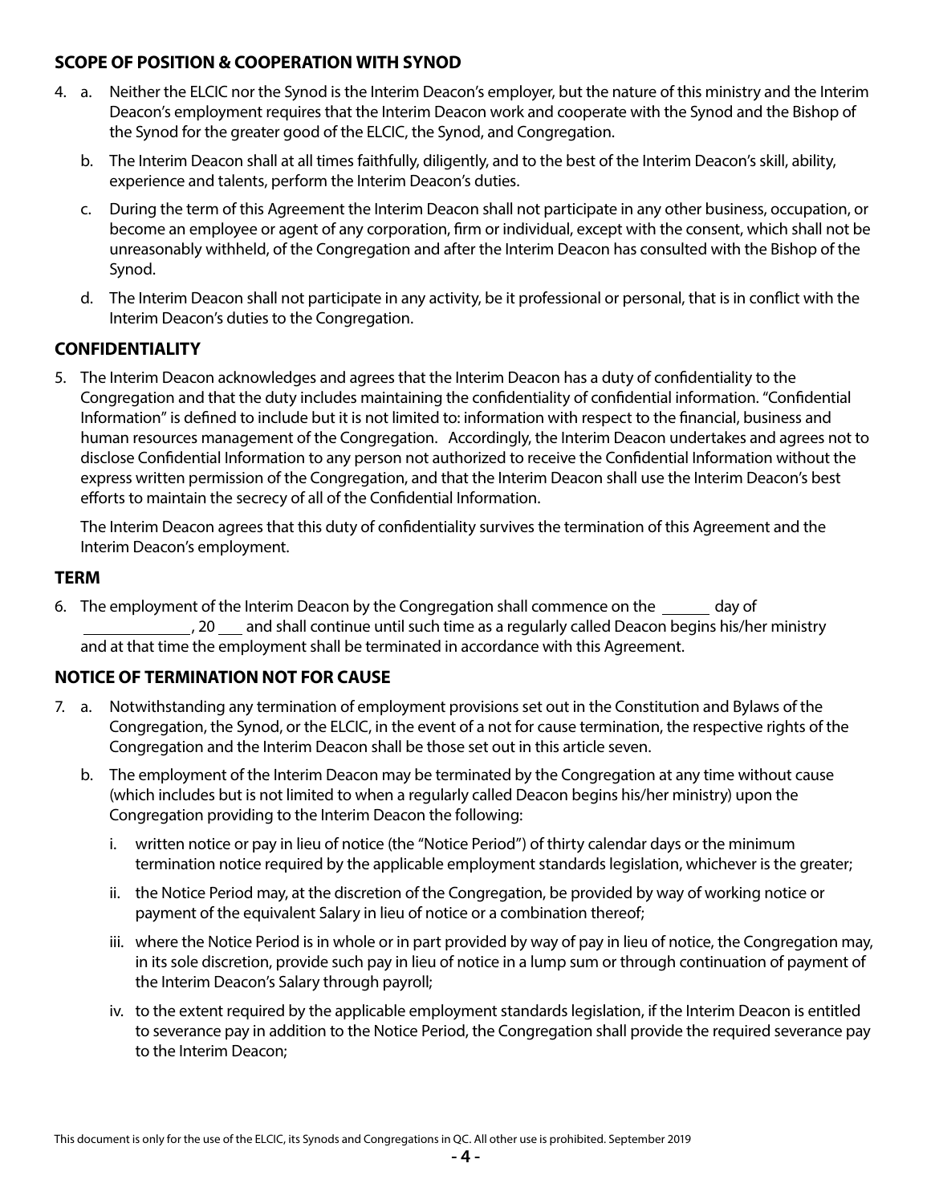## SCOPE OF POSITION & COOPERATION WITH SYNOD

4. a. Neither the ELCIC nor the Synod is the Interim Deacon's employer, but the nature of this ministry and the Interim Deacon's employment requires that the Interim Deacon work and cooperate with the Synod and the Bishop of the Synod for the greater good of the ELCIC, the Synod, and Congregation.

   b. The Interim Deacon shall at all times faithfully, diligently, and to the best of the Interim Deacon's skill, ability, experience and talents, perform the Interim Deacon's duties.

   c. During the term of this Agreement the Interim Deacon shall not participate in any other business, occupation, or become an employee or agent of any corporation, firm or individual, except with the consent, which shall not be unreasonably withheld, of the Congregation and after the Interim Deacon has consulted with the Bishop of the Synod.

   d. The Interim Deacon shall not participate in any activity, be it professional or personal, that is in conflict with the Interim Deacon's duties to the Congregation.

## CONFIDENTIALITY

5. The Interim Deacon acknowledges and agrees that the Interim Deacon has a duty of confidentiality to the Congregation and that the duty includes maintaining the confidentiality of confidential information. "Confidential Information" is defined to include but it is not limited to: information with respect to the financial, business and human resources management of the Congregation. Accordingly, the Interim Deacon undertakes and agrees not to disclose Confidential Information to any person not authorized to receive the Confidential Information without the express written permission of the Congregation, and that the Interim Deacon shall use the Interim Deacon's best efforts to maintain the secrecy of all of the Confidential Information.

   The Interim Deacon agrees that this duty of confidentiality survives the termination of this Agreement and the Interim Deacon's employment.

## TERM

6. The employment of the Interim Deacon by the Congregation shall commence on the ______ day of ____________, 20 ___ and shall continue until such time as a regularly called Deacon begins his/her ministry and at that time the employment shall be terminated in accordance with this Agreement.

## NOTICE OF TERMINATION NOT FOR CAUSE

7. a. Notwithstanding any termination of employment provisions set out in the Constitution and Bylaws of the Congregation, the Synod, or the ELCIC, in the event of a not for cause termination, the respective rights of the Congregation and the Interim Deacon shall be those set out in this article seven.

   b. The employment of the Interim Deacon may be terminated by the Congregation at any time without cause (which includes but is not limited to when a regularly called Deacon begins his/her ministry) upon the Congregation providing to the Interim Deacon the following:

      i. written notice or pay in lieu of notice (the "Notice Period") of thirty calendar days or the minimum termination notice required by the applicable employment standards legislation, whichever is the greater;

      ii. the Notice Period may, at the discretion of the Congregation, be provided by way of working notice or payment of the equivalent Salary in lieu of notice or a combination thereof;

      iii. where the Notice Period is in whole or in part provided by way of pay in lieu of notice, the Congregation may, in its sole discretion, provide such pay in lieu of notice in a lump sum or through continuation of payment of the Interim Deacon's Salary through payroll;

      iv. to the extent required by the applicable employment standards legislation, if the Interim Deacon is entitled to severance pay in addition to the Notice Period, the Congregation shall provide the required severance pay to the Interim Deacon;

This document is only for the use of the ELCIC, its Synods and Congregations in QC. All other use is prohibited. September 2019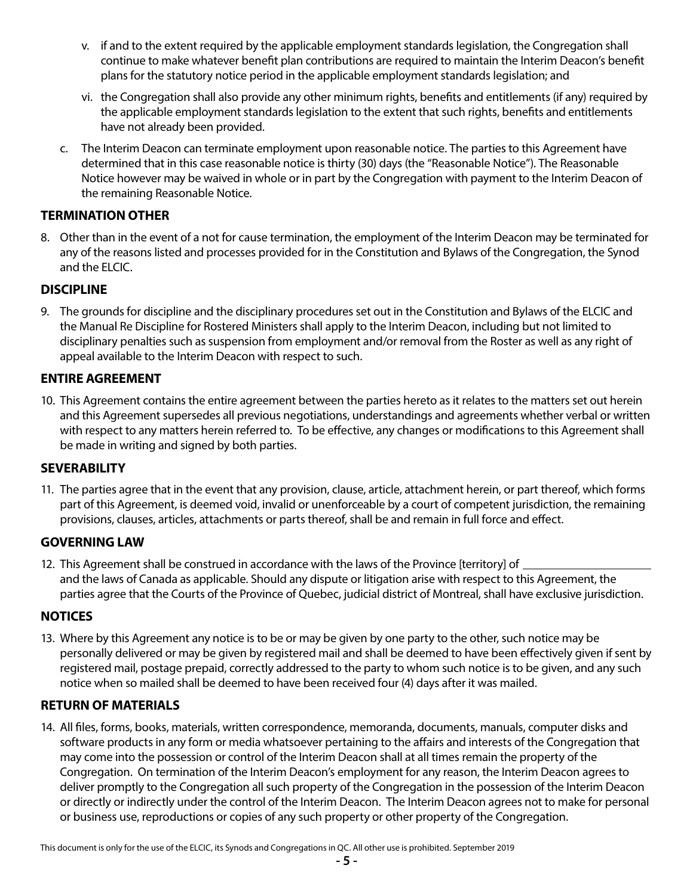v. if and to the extent required by the applicable employment standards legislation, the Congregation shall continue to make whatever benefit plan contributions are required to maintain the Interim Deacon's benefit plans for the statutory notice period in the applicable employment standards legislation; and

vi. the Congregation shall also provide any other minimum rights, benefits and entitlements (if any) required by the applicable employment standards legislation to the extent that such rights, benefits and entitlements have not already been provided.

c. The Interim Deacon can terminate employment upon reasonable notice. The parties to this Agreement have determined that in this case reasonable notice is thirty (30) days (the "Reasonable Notice"). The Reasonable Notice however may be waived in whole or in part by the Congregation with payment to the Interim Deacon of the remaining Reasonable Notice.

## TERMINATION OTHER

8. Other than in the event of a not for cause termination, the employment of the Interim Deacon may be terminated for any of the reasons listed and processes provided for in the Constitution and Bylaws of the Congregation, the Synod and the ELCIC.

## DISCIPLINE

9. The grounds for discipline and the disciplinary procedures set out in the Constitution and Bylaws of the ELCIC and the Manual Re Discipline for Rostered Ministers shall apply to the Interim Deacon, including but not limited to disciplinary penalties such as suspension from employment and/or removal from the Roster as well as any right of appeal available to the Interim Deacon with respect to such.

## ENTIRE AGREEMENT

10. This Agreement contains the entire agreement between the parties hereto as it relates to the matters set out herein and this Agreement supersedes all previous negotiations, understandings and agreements whether verbal or written with respect to any matters herein referred to. To be effective, any changes or modifications to this Agreement shall be made in writing and signed by both parties.

## SEVERABILITY

11. The parties agree that in the event that any provision, clause, article, attachment herein, or part thereof, which forms part of this Agreement, is deemed void, invalid or unenforceable by a court of competent jurisdiction, the remaining provisions, clauses, articles, attachments or parts thereof, shall be and remain in full force and effect.

## GOVERNING LAW

12. This Agreement shall be construed in accordance with the laws of the Province [territory] of ______________________ and the laws of Canada as applicable. Should any dispute or litigation arise with respect to this Agreement, the parties agree that the Courts of the Province of Quebec, judicial district of Montreal, shall have exclusive jurisdiction.

## NOTICES

13. Where by this Agreement any notice is to be or may be given by one party to the other, such notice may be personally delivered or may be given by registered mail and shall be deemed to have been effectively given if sent by registered mail, postage prepaid, correctly addressed to the party to whom such notice is to be given, and any such notice when so mailed shall be deemed to have been received four (4) days after it was mailed.

## RETURN OF MATERIALS

14. All files, forms, books, materials, written correspondence, memoranda, documents, manuals, computer disks and software products in any form or media whatsoever pertaining to the affairs and interests of the Congregation that may come into the possession or control of the Interim Deacon shall at all times remain the property of the Congregation. On termination of the Interim Deacon's employment for any reason, the Interim Deacon agrees to deliver promptly to the Congregation all such property of the Congregation in the possession of the Interim Deacon or directly or indirectly under the control of the Interim Deacon. The Interim Deacon agrees not to make for personal or business use, reproductions or copies of any such property or other property of the Congregation.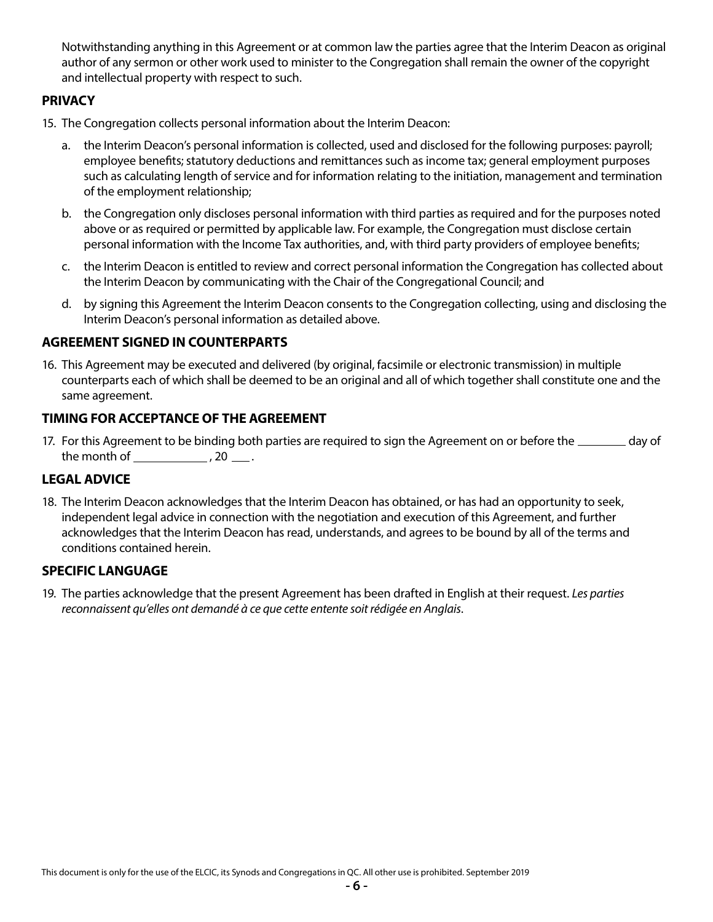Notwithstanding anything in this Agreement or at common law the parties agree that the Interim Deacon as original author of any sermon or other work used to minister to the Congregation shall remain the owner of the copyright and intellectual property with respect to such.

## PRIVACY

15. The Congregation collects personal information about the Interim Deacon:

    a. the Interim Deacon's personal information is collected, used and disclosed for the following purposes: payroll; employee benefits; statutory deductions and remittances such as income tax; general employment purposes such as calculating length of service and for information relating to the initiation, management and termination of the employment relationship;

    b. the Congregation only discloses personal information with third parties as required and for the purposes noted above or as required or permitted by applicable law. For example, the Congregation must disclose certain personal information with the Income Tax authorities, and, with third party providers of employee benefits;

    c. the Interim Deacon is entitled to review and correct personal information the Congregation has collected about the Interim Deacon by communicating with the Chair of the Congregational Council; and

    d. by signing this Agreement the Interim Deacon consents to the Congregation collecting, using and disclosing the Interim Deacon's personal information as detailed above.

## AGREEMENT SIGNED IN COUNTERPARTS

16. This Agreement may be executed and delivered (by original, facsimile or electronic transmission) in multiple counterparts each of which shall be deemed to be an original and all of which together shall constitute one and the same agreement.

## TIMING FOR ACCEPTANCE OF THE AGREEMENT

17. For this Agreement to be binding both parties are required to sign the Agreement on or before the ________ day of the month of ____________ , 20 ___ .

## LEGAL ADVICE

18. The Interim Deacon acknowledges that the Interim Deacon has obtained, or has had an opportunity to seek, independent legal advice in connection with the negotiation and execution of this Agreement, and further acknowledges that the Interim Deacon has read, understands, and agrees to be bound by all of the terms and conditions contained herein.

## SPECIFIC LANGUAGE

19. The parties acknowledge that the present Agreement has been drafted in English at their request. *Les parties reconnaissent qu'elles ont demandé à ce que cette entente soit rédigée en Anglais*.

This document is only for the use of the ELCIC, its Synods and Congregations in QC. All other use is prohibited. September 2019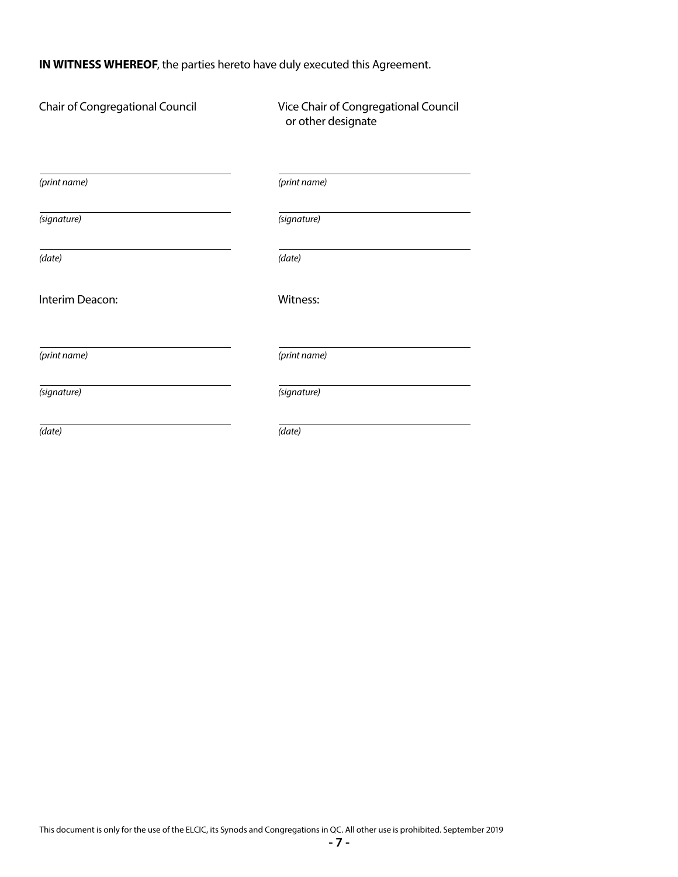**IN WITNESS WHEREOF**, the parties hereto have duly executed this Agreement.

Chair of Congregational Council

\_\_\_\_\_\_\_\_\_\_\_\_\_\_\_\_\_\_\_\_\_\_\_\_\_\_\_\_\_\_\_\_\_\_

*(print name)*

\_\_\_\_\_\_\_\_\_\_\_\_\_\_\_\_\_\_\_\_\_\_\_\_\_\_\_\_\_\_\_\_\_\_

*(signature)*

\_\_\_\_\_\_\_\_\_\_\_\_\_\_\_\_\_\_\_\_\_\_\_\_\_\_\_\_\_\_\_\_\_\_

*(date)*

Vice Chair of Congregational Council or other designate

\_\_\_\_\_\_\_\_\_\_\_\_\_\_\_\_\_\_\_\_\_\_\_\_\_\_\_\_\_\_\_\_\_\_

*(print name)*

\_\_\_\_\_\_\_\_\_\_\_\_\_\_\_\_\_\_\_\_\_\_\_\_\_\_\_\_\_\_\_\_\_\_

*(signature)*

\_\_\_\_\_\_\_\_\_\_\_\_\_\_\_\_\_\_\_\_\_\_\_\_\_\_\_\_\_\_\_\_\_\_

*(date)*

Interim Deacon:

\_\_\_\_\_\_\_\_\_\_\_\_\_\_\_\_\_\_\_\_\_\_\_\_\_\_\_\_\_\_\_\_\_\_

*(print name)*

\_\_\_\_\_\_\_\_\_\_\_\_\_\_\_\_\_\_\_\_\_\_\_\_\_\_\_\_\_\_\_\_\_\_

*(signature)*

\_\_\_\_\_\_\_\_\_\_\_\_\_\_\_\_\_\_\_\_\_\_\_\_\_\_\_\_\_\_\_\_\_\_

*(date)*

Witness:

\_\_\_\_\_\_\_\_\_\_\_\_\_\_\_\_\_\_\_\_\_\_\_\_\_\_\_\_\_\_\_\_\_\_

*(print name)*

\_\_\_\_\_\_\_\_\_\_\_\_\_\_\_\_\_\_\_\_\_\_\_\_\_\_\_\_\_\_\_\_\_\_

*(signature)*

\_\_\_\_\_\_\_\_\_\_\_\_\_\_\_\_\_\_\_\_\_\_\_\_\_\_\_\_\_\_\_\_\_\_

*(date)*

This document is only for the use of the ELCIC, its Synods and Congregations in QC. All other use is prohibited. September 2019